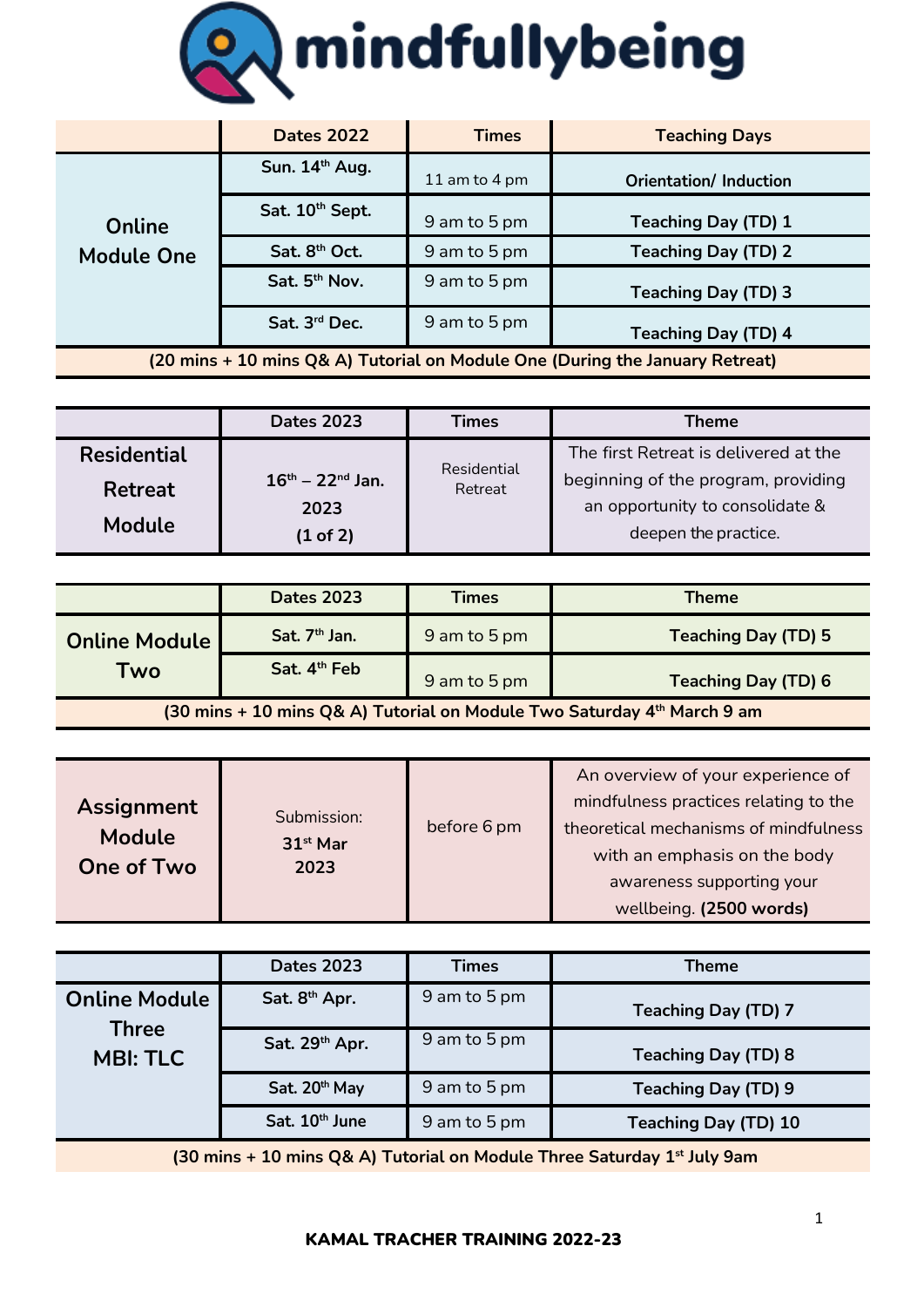# mindfullybeing

| | Dates 2022 | Times | Teaching Days |
|---|---|---|---|
| Online Module One | Sun. 14th Aug. | 11 am to 4 pm | Orientation/ Induction |
| | Sat. 10th Sept. | 9 am to 5 pm | Teaching Day (TD) 1 |
| | Sat. 8th Oct. | 9 am to 5 pm | Teaching Day (TD) 2 |
| | Sat. 5th Nov. | 9 am to 5 pm | Teaching Day (TD) 3 |
| | Sat. 3rd Dec. | 9 am to 5 pm | Teaching Day (TD) 4 |
| (20 mins + 10 mins Q& A) Tutorial on Module One (During the January Retreat) | | | |

| | Dates 2023 | Times | Theme |
|---|---|---|---|
| Residential Retreat Module | 16th – 22nd Jan. 2023 (1 of 2) | Residential Retreat | The first Retreat is delivered at the beginning of the program, providing an opportunity to consolidate & deepen the practice. |

| | Dates 2023 | Times | Theme |
|---|---|---|---|
| Online Module Two | Sat. 7th Jan. | 9 am to 5 pm | Teaching Day (TD) 5 |
| | Sat. 4th Feb | 9 am to 5 pm | Teaching Day (TD) 6 |
| (30 mins + 10 mins Q& A) Tutorial on Module Two Saturday 4th March 9 am | | | |

| | | | |
|---|---|---|---|
| Assignment Module One of Two | Submission: 31st Mar 2023 | before 6 pm | An overview of your experience of mindfulness practices relating to the theoretical mechanisms of mindfulness with an emphasis on the body awareness supporting your wellbeing. **(2500 words)** |

| | Dates 2023 | Times | Theme |
|---|---|---|---|
| Online Module Three MBI: TLC | Sat. 8th Apr. | 9 am to 5 pm | Teaching Day (TD) 7 |
| | Sat. 29th Apr. | 9 am to 5 pm | Teaching Day (TD) 8 |
| | Sat. 20th May | 9 am to 5 pm | Teaching Day (TD) 9 |
| | Sat. 10th June | 9 am to 5 pm | Teaching Day (TD) 10 |
| (30 mins + 10 mins Q& A) Tutorial on Module Three Saturday 1st July 9am | | | |

**KAMAL TRACHER TRAINING 2022-23**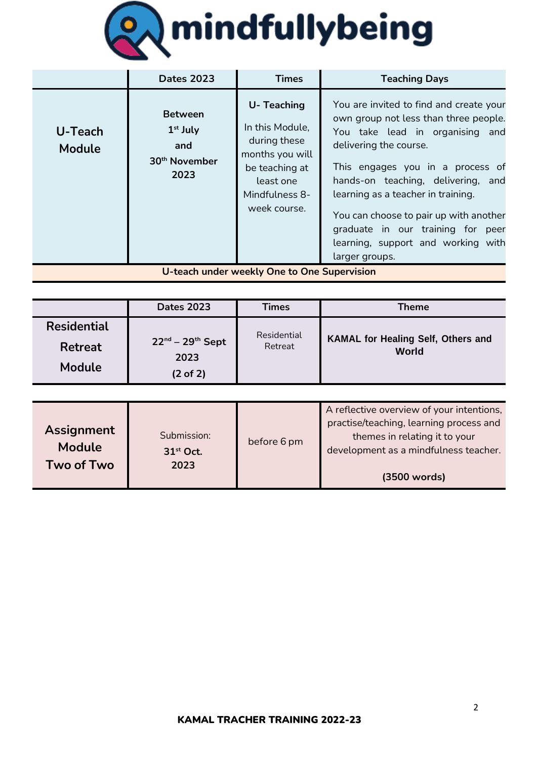# mindfullybeing

| | Dates 2023 | Times | Teaching Days |
|---|---|---|---|
| **U-Teach Module** | **Between 1st July and 30th November 2023** | **U- Teaching** In this Module, during these months you will be teaching at least one Mindfulness 8-week course. | You are invited to find and create your own group not less than three people. You take lead in organising and delivering the course. This engages you in a process of hands-on teaching, delivering, and learning as a teacher in training. You can choose to pair up with another graduate in our training for peer learning, support and working with larger groups. |
| **U-teach under weekly One to One Supervision** | | | |

| | Dates 2023 | Times | Theme |
|---|---|---|---|
| **Residential Retreat Module** | **22nd – 29th Sept 2023 (2 of 2)** | Residential Retreat | **KAMAL for Healing Self, Others and World** |

| | | | |
|---|---|---|---|
| **Assignment Module Two of Two** | Submission: **31st Oct. 2023** | before 6 pm | A reflective overview of your intentions, practise/teaching, learning process and themes in relating it to your development as a mindfulness teacher. **(3500 words)** |

**KAMAL TRACHER TRAINING 2022-23**